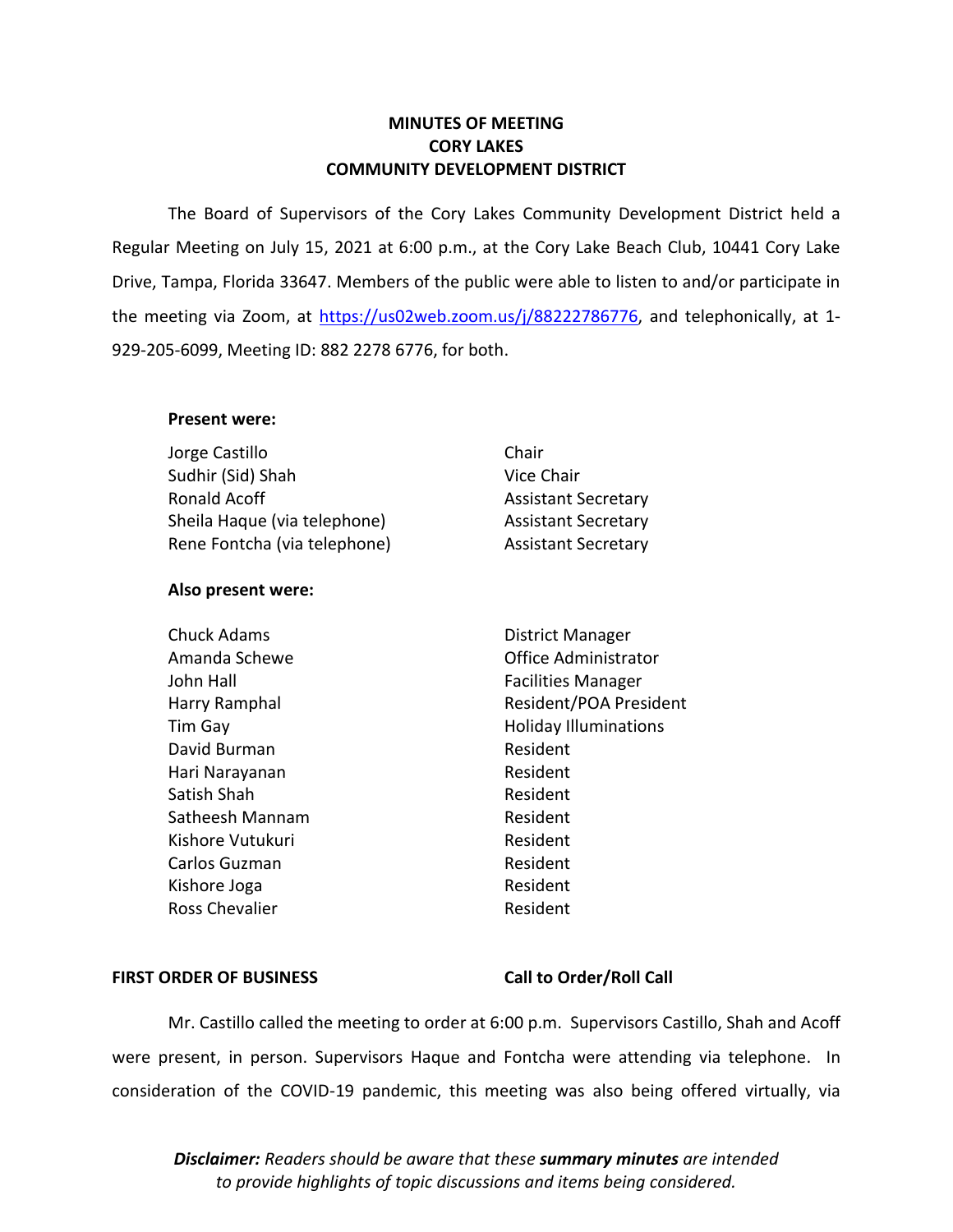# MINUTES OF MEETING
# CORY LAKES
# COMMUNITY DEVELOPMENT DISTRICT

The Board of Supervisors of the Cory Lakes Community Development District held a Regular Meeting on July 15, 2021 at 6:00 p.m., at the Cory Lake Beach Club, 10441 Cory Lake Drive, Tampa, Florida 33647. Members of the public were able to listen to and/or participate in the meeting via Zoom, at https://us02web.zoom.us/j/88222786776, and telephonically, at 1-929-205-6099, Meeting ID: 882 2278 6776, for both.

**Present were:**

| | |
|---|---|
| Jorge Castillo | Chair |
| Sudhir (Sid) Shah | Vice Chair |
| Ronald Acoff | Assistant Secretary |
| Sheila Haque (via telephone) | Assistant Secretary |
| Rene Fontcha (via telephone) | Assistant Secretary |

**Also present were:**

| | |
|---|---|
| Chuck Adams | District Manager |
| Amanda Schewe | Office Administrator |
| John Hall | Facilities Manager |
| Harry Ramphal | Resident/POA President |
| Tim Gay | Holiday Illuminations |
| David Burman | Resident |
| Hari Narayanan | Resident |
| Satish Shah | Resident |
| Satheesh Mannam | Resident |
| Kishore Vutukuri | Resident |
| Carlos Guzman | Resident |
| Kishore Joga | Resident |
| Ross Chevalier | Resident |

**FIRST ORDER OF BUSINESS** **Call to Order/Roll Call**

Mr. Castillo called the meeting to order at 6:00 p.m. Supervisors Castillo, Shah and Acoff were present, in person. Supervisors Haque and Fontcha were attending via telephone. In consideration of the COVID-19 pandemic, this meeting was also being offered virtually, via

***Disclaimer:** Readers should be aware that these **summary minutes** are intended to provide highlights of topic discussions and items being considered.*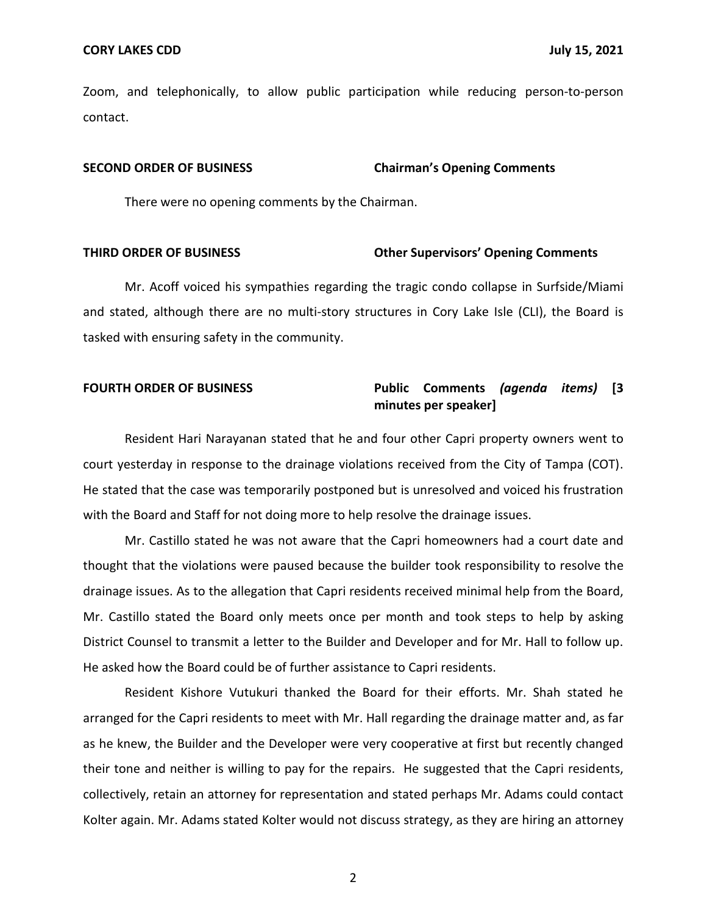Zoom, and telephonically, to allow public participation while reducing person-to-person contact.

**SECOND ORDER OF BUSINESS** **Chairman's Opening Comments**

There were no opening comments by the Chairman.

**THIRD ORDER OF BUSINESS** **Other Supervisors' Opening Comments**

Mr. Acoff voiced his sympathies regarding the tragic condo collapse in Surfside/Miami and stated, although there are no multi-story structures in Cory Lake Isle (CLI), the Board is tasked with ensuring safety in the community.

**FOURTH ORDER OF BUSINESS** **Public Comments *(agenda items)* [3 minutes per speaker]**

Resident Hari Narayanan stated that he and four other Capri property owners went to court yesterday in response to the drainage violations received from the City of Tampa (COT). He stated that the case was temporarily postponed but is unresolved and voiced his frustration with the Board and Staff for not doing more to help resolve the drainage issues.

Mr. Castillo stated he was not aware that the Capri homeowners had a court date and thought that the violations were paused because the builder took responsibility to resolve the drainage issues. As to the allegation that Capri residents received minimal help from the Board, Mr. Castillo stated the Board only meets once per month and took steps to help by asking District Counsel to transmit a letter to the Builder and Developer and for Mr. Hall to follow up. He asked how the Board could be of further assistance to Capri residents.

Resident Kishore Vutukuri thanked the Board for their efforts. Mr. Shah stated he arranged for the Capri residents to meet with Mr. Hall regarding the drainage matter and, as far as he knew, the Builder and the Developer were very cooperative at first but recently changed their tone and neither is willing to pay for the repairs. He suggested that the Capri residents, collectively, retain an attorney for representation and stated perhaps Mr. Adams could contact Kolter again. Mr. Adams stated Kolter would not discuss strategy, as they are hiring an attorney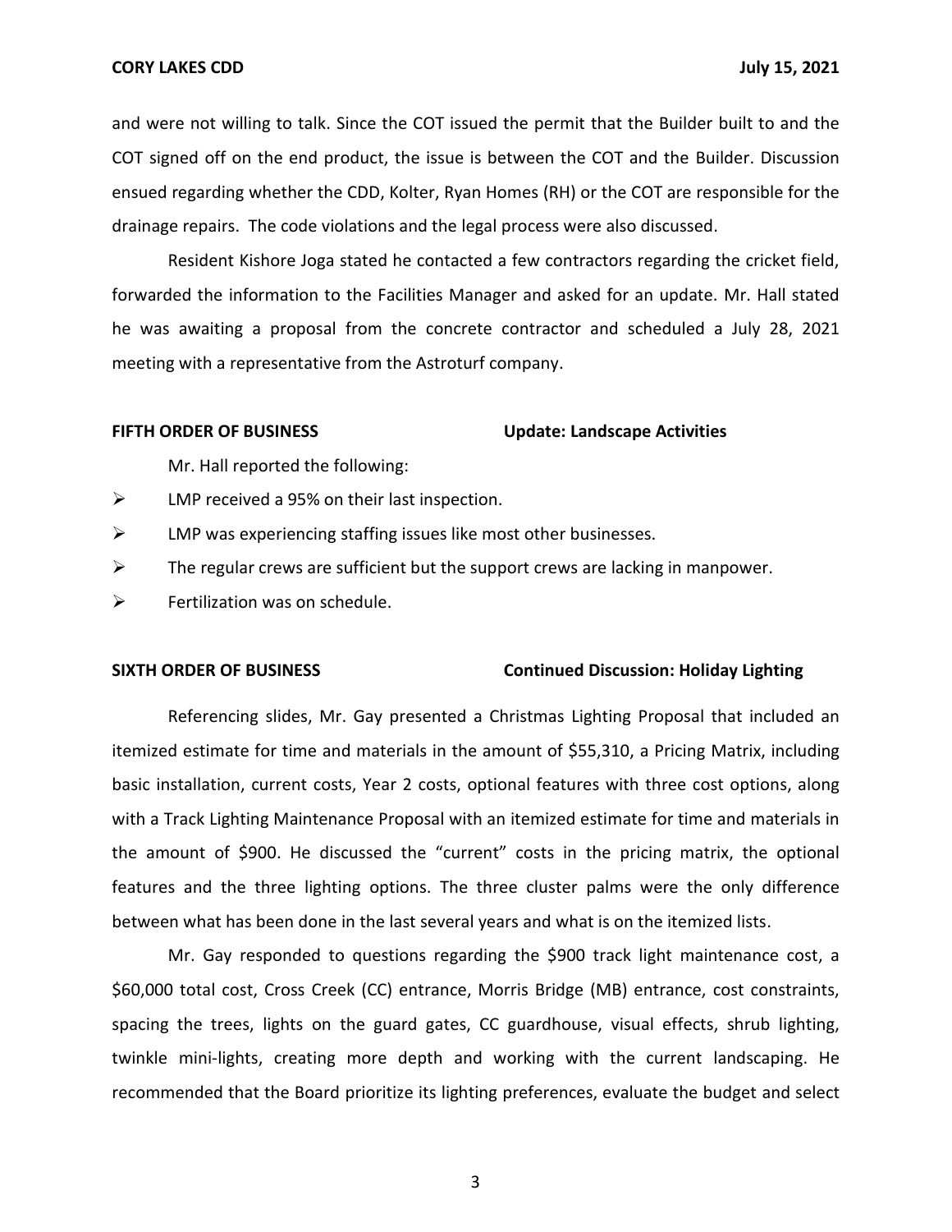and were not willing to talk. Since the COT issued the permit that the Builder built to and the COT signed off on the end product, the issue is between the COT and the Builder. Discussion ensued regarding whether the CDD, Kolter, Ryan Homes (RH) or the COT are responsible for the drainage repairs. The code violations and the legal process were also discussed.

Resident Kishore Joga stated he contacted a few contractors regarding the cricket field, forwarded the information to the Facilities Manager and asked for an update. Mr. Hall stated he was awaiting a proposal from the concrete contractor and scheduled a July 28, 2021 meeting with a representative from the Astroturf company.

**FIFTH ORDER OF BUSINESS** **Update: Landscape Activities**

Mr. Hall reported the following:

- LMP received a 95% on their last inspection.
- LMP was experiencing staffing issues like most other businesses.
- The regular crews are sufficient but the support crews are lacking in manpower.
- Fertilization was on schedule.

**SIXTH ORDER OF BUSINESS** **Continued Discussion: Holiday Lighting**

Referencing slides, Mr. Gay presented a Christmas Lighting Proposal that included an itemized estimate for time and materials in the amount of $55,310, a Pricing Matrix, including basic installation, current costs, Year 2 costs, optional features with three cost options, along with a Track Lighting Maintenance Proposal with an itemized estimate for time and materials in the amount of $900. He discussed the "current" costs in the pricing matrix, the optional features and the three lighting options. The three cluster palms were the only difference between what has been done in the last several years and what is on the itemized lists.

Mr. Gay responded to questions regarding the $900 track light maintenance cost, a $60,000 total cost, Cross Creek (CC) entrance, Morris Bridge (MB) entrance, cost constraints, spacing the trees, lights on the guard gates, CC guardhouse, visual effects, shrub lighting, twinkle mini-lights, creating more depth and working with the current landscaping. He recommended that the Board prioritize its lighting preferences, evaluate the budget and select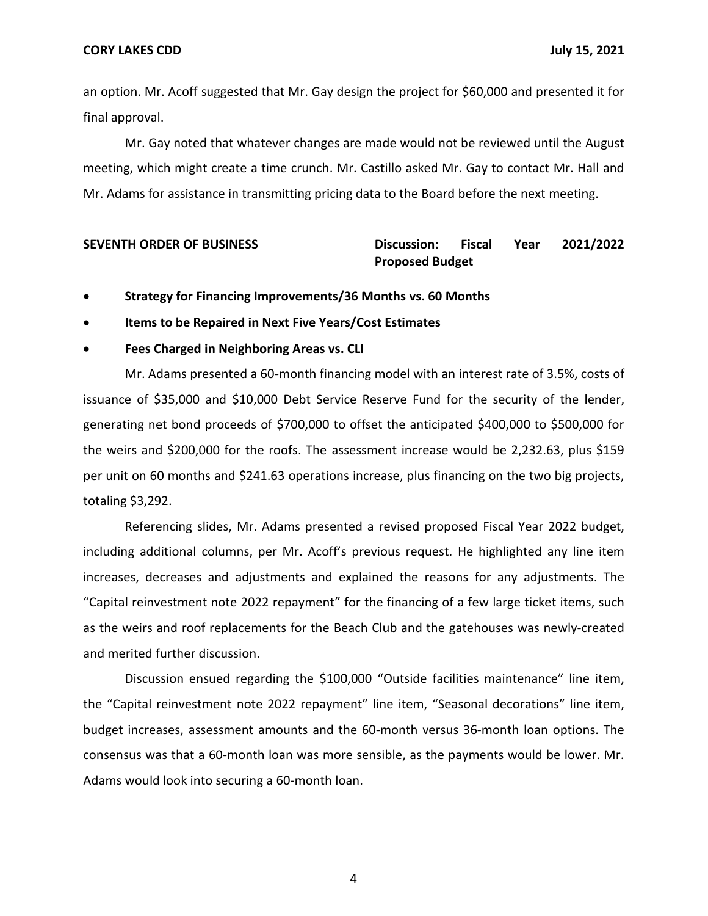an option. Mr. Acoff suggested that Mr. Gay design the project for $60,000 and presented it for final approval.

Mr. Gay noted that whatever changes are made would not be reviewed until the August meeting, which might create a time crunch. Mr. Castillo asked Mr. Gay to contact Mr. Hall and Mr. Adams for assistance in transmitting pricing data to the Board before the next meeting.

**SEVENTH ORDER OF BUSINESS** **Discussion: Fiscal Year 2021/2022 Proposed Budget**

- **Strategy for Financing Improvements/36 Months vs. 60 Months**
- **Items to be Repaired in Next Five Years/Cost Estimates**
- **Fees Charged in Neighboring Areas vs. CLI**

Mr. Adams presented a 60-month financing model with an interest rate of 3.5%, costs of issuance of $35,000 and $10,000 Debt Service Reserve Fund for the security of the lender, generating net bond proceeds of $700,000 to offset the anticipated $400,000 to $500,000 for the weirs and $200,000 for the roofs. The assessment increase would be 2,232.63, plus $159 per unit on 60 months and $241.63 operations increase, plus financing on the two big projects, totaling $3,292.

Referencing slides, Mr. Adams presented a revised proposed Fiscal Year 2022 budget, including additional columns, per Mr. Acoff's previous request. He highlighted any line item increases, decreases and adjustments and explained the reasons for any adjustments. The "Capital reinvestment note 2022 repayment" for the financing of a few large ticket items, such as the weirs and roof replacements for the Beach Club and the gatehouses was newly-created and merited further discussion.

Discussion ensued regarding the $100,000 "Outside facilities maintenance" line item, the "Capital reinvestment note 2022 repayment" line item, "Seasonal decorations" line item, budget increases, assessment amounts and the 60-month versus 36-month loan options. The consensus was that a 60-month loan was more sensible, as the payments would be lower. Mr. Adams would look into securing a 60-month loan.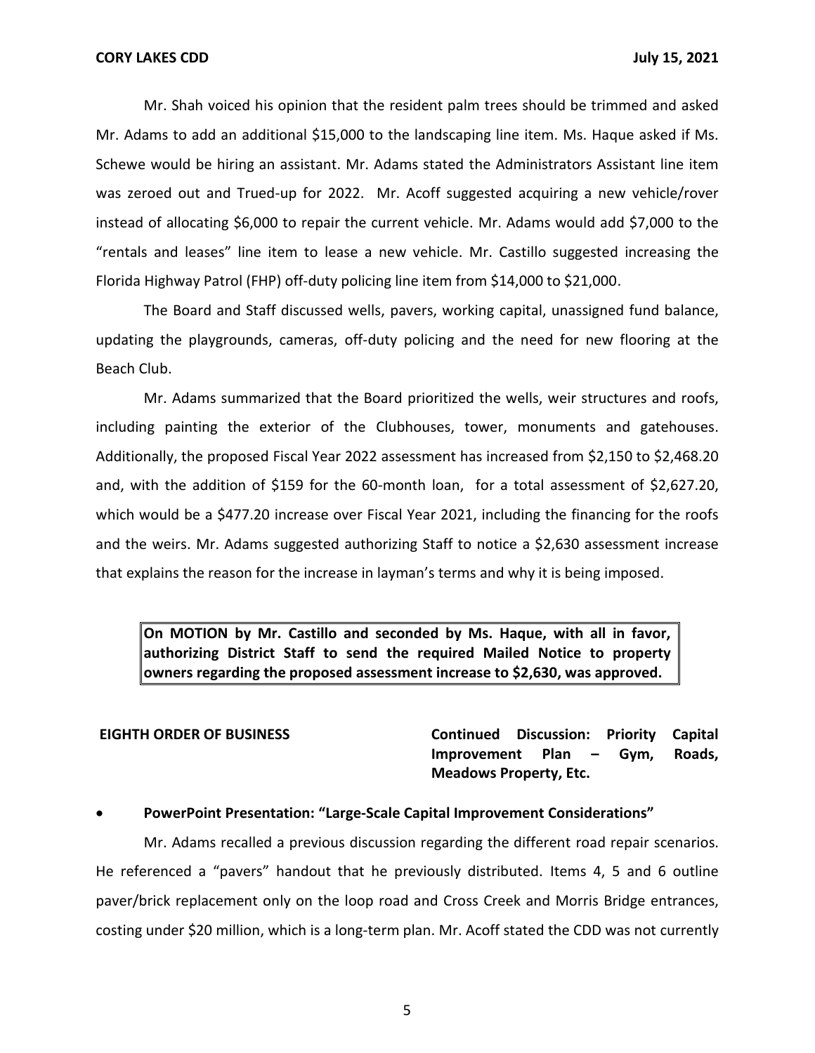Mr. Shah voiced his opinion that the resident palm trees should be trimmed and asked Mr. Adams to add an additional $15,000 to the landscaping line item. Ms. Haque asked if Ms. Schewe would be hiring an assistant. Mr. Adams stated the Administrators Assistant line item was zeroed out and Trued-up for 2022. Mr. Acoff suggested acquiring a new vehicle/rover instead of allocating $6,000 to repair the current vehicle. Mr. Adams would add $7,000 to the "rentals and leases" line item to lease a new vehicle. Mr. Castillo suggested increasing the Florida Highway Patrol (FHP) off-duty policing line item from $14,000 to $21,000.

The Board and Staff discussed wells, pavers, working capital, unassigned fund balance, updating the playgrounds, cameras, off-duty policing and the need for new flooring at the Beach Club.

Mr. Adams summarized that the Board prioritized the wells, weir structures and roofs, including painting the exterior of the Clubhouses, tower, monuments and gatehouses. Additionally, the proposed Fiscal Year 2022 assessment has increased from $2,150 to $2,468.20 and, with the addition of $159 for the 60-month loan, for a total assessment of $2,627.20, which would be a $477.20 increase over Fiscal Year 2021, including the financing for the roofs and the weirs. Mr. Adams suggested authorizing Staff to notice a $2,630 assessment increase that explains the reason for the increase in layman's terms and why it is being imposed.

> **On MOTION by Mr. Castillo and seconded by Ms. Haque, with all in favor, authorizing District Staff to send the required Mailed Notice to property owners regarding the proposed assessment increase to $2,630, was approved.**

**EIGHTH ORDER OF BUSINESS** — **Continued Discussion: Priority Capital Improvement Plan – Gym, Roads, Meadows Property, Etc.**

- **PowerPoint Presentation: "Large-Scale Capital Improvement Considerations"**

Mr. Adams recalled a previous discussion regarding the different road repair scenarios. He referenced a "pavers" handout that he previously distributed. Items 4, 5 and 6 outline paver/brick replacement only on the loop road and Cross Creek and Morris Bridge entrances, costing under $20 million, which is a long-term plan. Mr. Acoff stated the CDD was not currently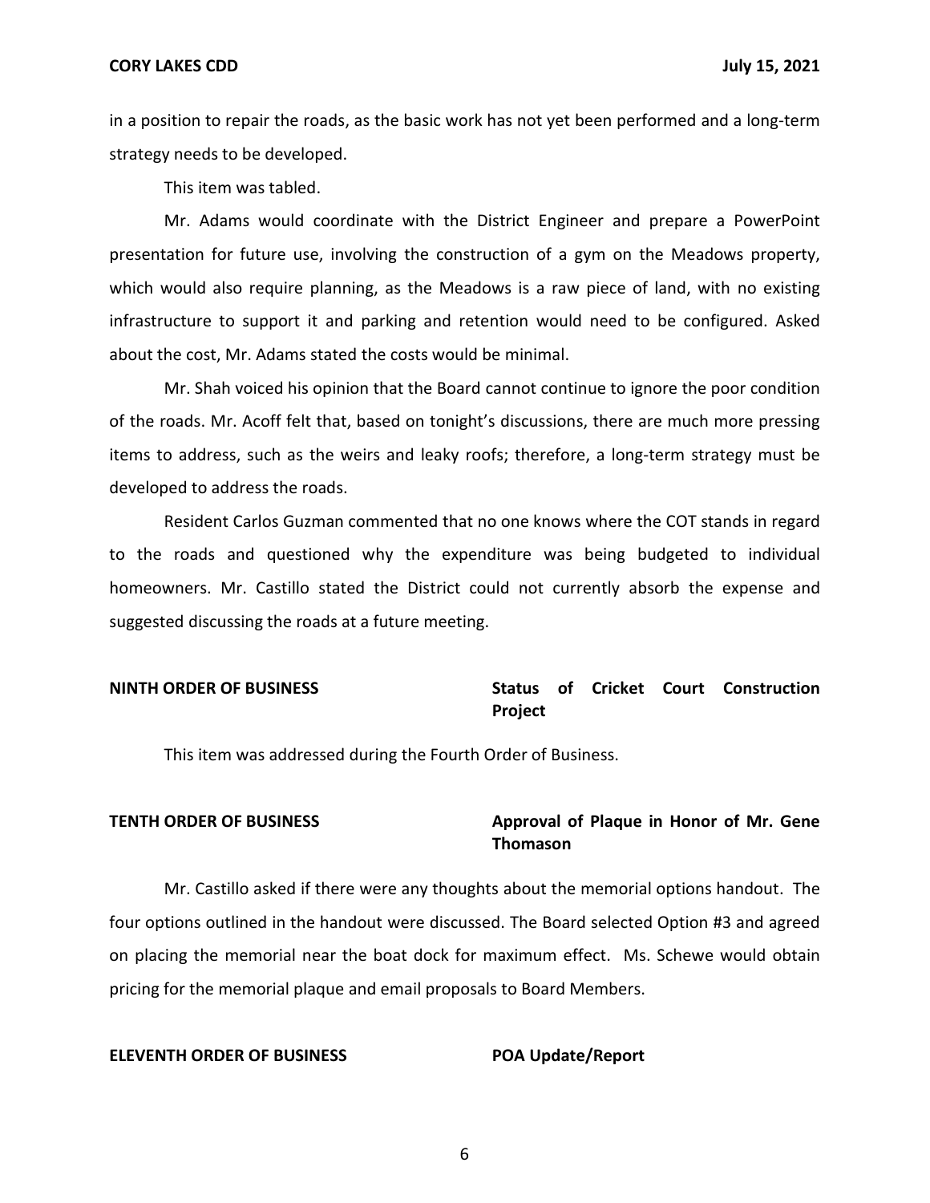in a position to repair the roads, as the basic work has not yet been performed and a long-term strategy needs to be developed.

This item was tabled.

Mr. Adams would coordinate with the District Engineer and prepare a PowerPoint presentation for future use, involving the construction of a gym on the Meadows property, which would also require planning, as the Meadows is a raw piece of land, with no existing infrastructure to support it and parking and retention would need to be configured. Asked about the cost, Mr. Adams stated the costs would be minimal.

Mr. Shah voiced his opinion that the Board cannot continue to ignore the poor condition of the roads. Mr. Acoff felt that, based on tonight's discussions, there are much more pressing items to address, such as the weirs and leaky roofs; therefore, a long-term strategy must be developed to address the roads.

Resident Carlos Guzman commented that no one knows where the COT stands in regard to the roads and questioned why the expenditure was being budgeted to individual homeowners. Mr. Castillo stated the District could not currently absorb the expense and suggested discussing the roads at a future meeting.

**NINTH ORDER OF BUSINESS** **Status of Cricket Court Construction Project**

This item was addressed during the Fourth Order of Business.

**TENTH ORDER OF BUSINESS** **Approval of Plaque in Honor of Mr. Gene Thomason**

Mr. Castillo asked if there were any thoughts about the memorial options handout. The four options outlined in the handout were discussed. The Board selected Option #3 and agreed on placing the memorial near the boat dock for maximum effect. Ms. Schewe would obtain pricing for the memorial plaque and email proposals to Board Members.

**ELEVENTH ORDER OF BUSINESS** **POA Update/Report**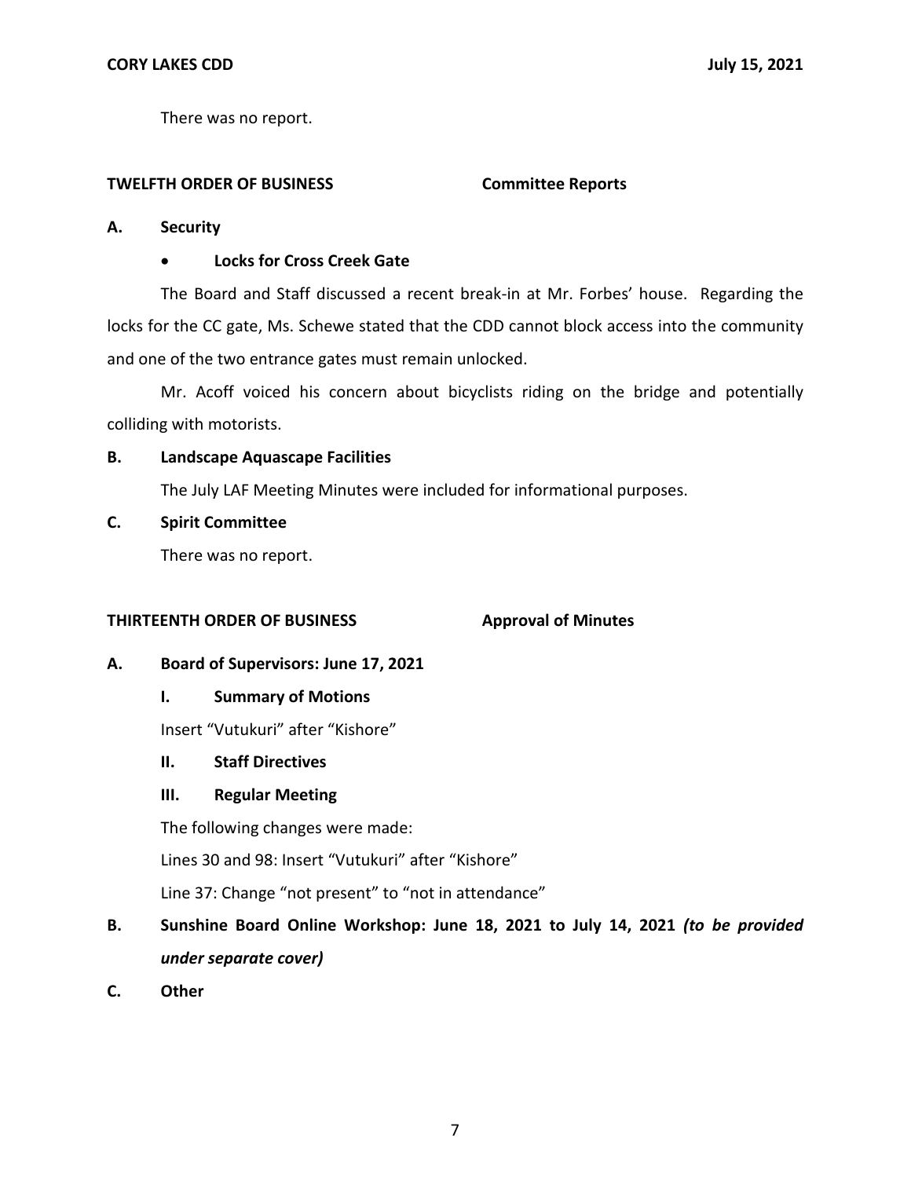There was no report.

**TWELFTH ORDER OF BUSINESS Committee Reports**

**A. Security**

- **Locks for Cross Creek Gate**

The Board and Staff discussed a recent break-in at Mr. Forbes' house. Regarding the locks for the CC gate, Ms. Schewe stated that the CDD cannot block access into the community and one of the two entrance gates must remain unlocked.

Mr. Acoff voiced his concern about bicyclists riding on the bridge and potentially colliding with motorists.

**B. Landscape Aquascape Facilities**

The July LAF Meeting Minutes were included for informational purposes.

**C. Spirit Committee**

There was no report.

**THIRTEENTH ORDER OF BUSINESS Approval of Minutes**

**A. Board of Supervisors: June 17, 2021**

**I. Summary of Motions**

Insert "Vutukuri" after "Kishore"

**II. Staff Directives**

**III. Regular Meeting**

The following changes were made:

Lines 30 and 98: Insert "Vutukuri" after "Kishore"

Line 37: Change "not present" to "not in attendance"

**B. Sunshine Board Online Workshop: June 18, 2021 to July 14, 2021** ***(to be provided under separate cover)***

**C. Other**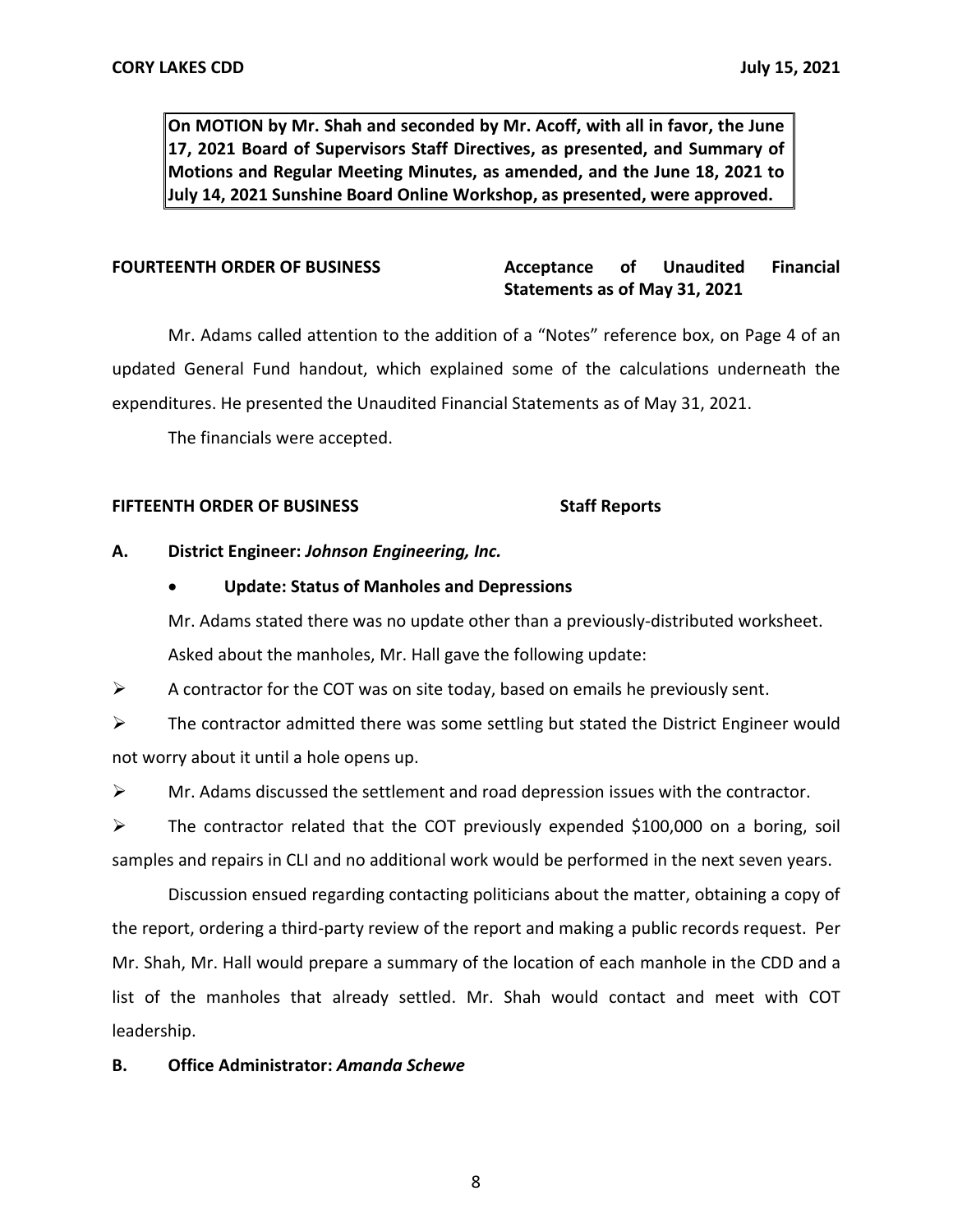**On MOTION by Mr. Shah and seconded by Mr. Acoff, with all in favor, the June 17, 2021 Board of Supervisors Staff Directives, as presented, and Summary of Motions and Regular Meeting Minutes, as amended, and the June 18, 2021 to July 14, 2021 Sunshine Board Online Workshop, as presented, were approved.**

**FOURTEENTH ORDER OF BUSINESS** **Acceptance of Unaudited Financial Statements as of May 31, 2021**

Mr. Adams called attention to the addition of a "Notes" reference box, on Page 4 of an updated General Fund handout, which explained some of the calculations underneath the expenditures. He presented the Unaudited Financial Statements as of May 31, 2021.

The financials were accepted.

**FIFTEENTH ORDER OF BUSINESS** **Staff Reports**

**A. District Engineer:** ***Johnson Engineering, Inc.***

- **Update: Status of Manholes and Depressions**

Mr. Adams stated there was no update other than a previously-distributed worksheet.

Asked about the manholes, Mr. Hall gave the following update:

- A contractor for the COT was on site today, based on emails he previously sent.
- The contractor admitted there was some settling but stated the District Engineer would not worry about it until a hole opens up.
- Mr. Adams discussed the settlement and road depression issues with the contractor.
- The contractor related that the COT previously expended $100,000 on a boring, soil samples and repairs in CLI and no additional work would be performed in the next seven years.

Discussion ensued regarding contacting politicians about the matter, obtaining a copy of the report, ordering a third-party review of the report and making a public records request. Per Mr. Shah, Mr. Hall would prepare a summary of the location of each manhole in the CDD and a list of the manholes that already settled. Mr. Shah would contact and meet with COT leadership.

**B. Office Administrator:** ***Amanda Schewe***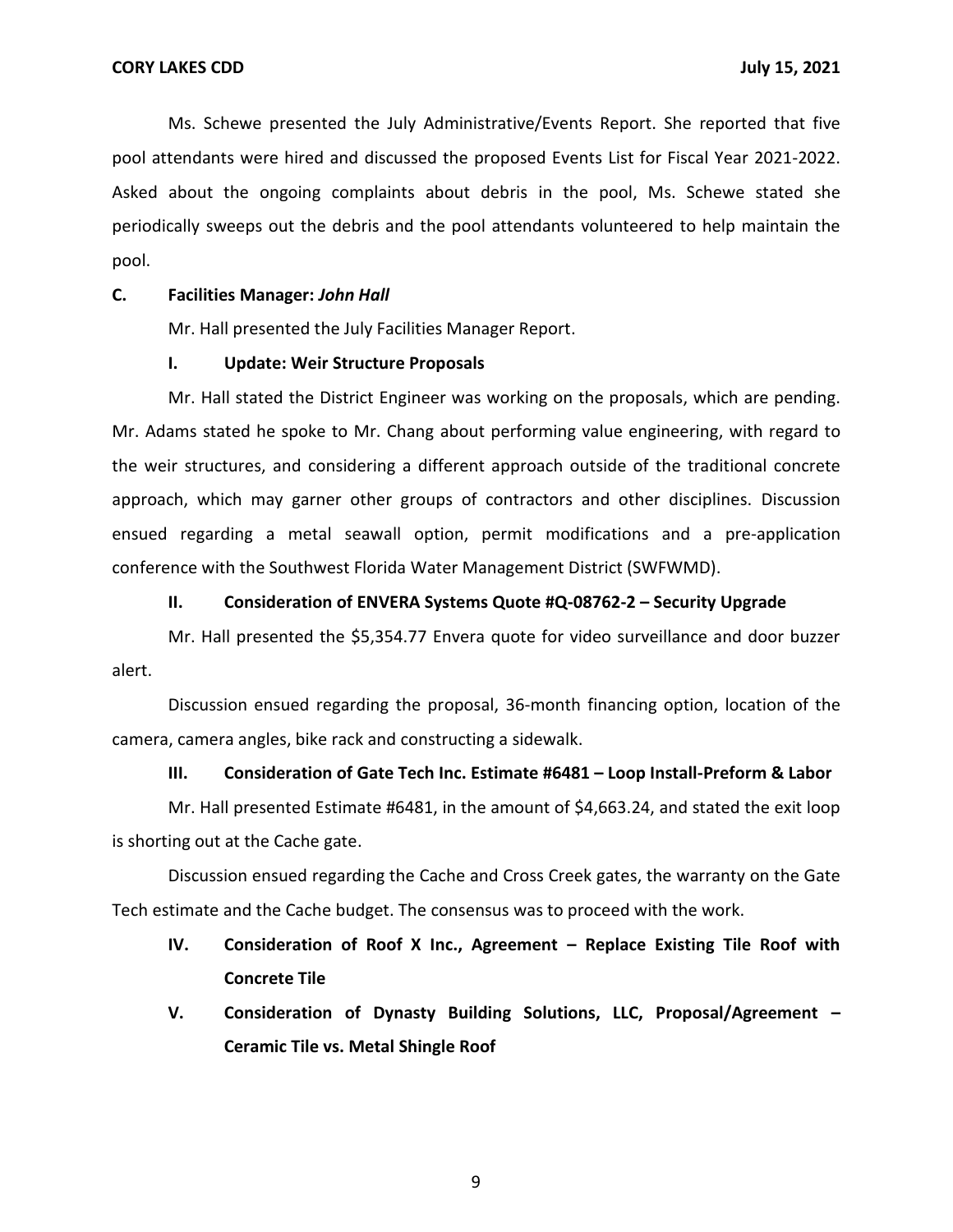Ms. Schewe presented the July Administrative/Events Report. She reported that five pool attendants were hired and discussed the proposed Events List for Fiscal Year 2021-2022. Asked about the ongoing complaints about debris in the pool, Ms. Schewe stated she periodically sweeps out the debris and the pool attendants volunteered to help maintain the pool.

**C. Facilities Manager: *John Hall***

Mr. Hall presented the July Facilities Manager Report.

**I. Update: Weir Structure Proposals**

Mr. Hall stated the District Engineer was working on the proposals, which are pending. Mr. Adams stated he spoke to Mr. Chang about performing value engineering, with regard to the weir structures, and considering a different approach outside of the traditional concrete approach, which may garner other groups of contractors and other disciplines. Discussion ensued regarding a metal seawall option, permit modifications and a pre-application conference with the Southwest Florida Water Management District (SWFWMD).

**II. Consideration of ENVERA Systems Quote #Q-08762-2 – Security Upgrade**

Mr. Hall presented the $5,354.77 Envera quote for video surveillance and door buzzer alert.

Discussion ensued regarding the proposal, 36-month financing option, location of the camera, camera angles, bike rack and constructing a sidewalk.

**III. Consideration of Gate Tech Inc. Estimate #6481 – Loop Install-Preform & Labor**

Mr. Hall presented Estimate #6481, in the amount of $4,663.24, and stated the exit loop is shorting out at the Cache gate.

Discussion ensued regarding the Cache and Cross Creek gates, the warranty on the Gate Tech estimate and the Cache budget. The consensus was to proceed with the work.

**IV. Consideration of Roof X Inc., Agreement – Replace Existing Tile Roof with Concrete Tile**

**V. Consideration of Dynasty Building Solutions, LLC, Proposal/Agreement – Ceramic Tile vs. Metal Shingle Roof**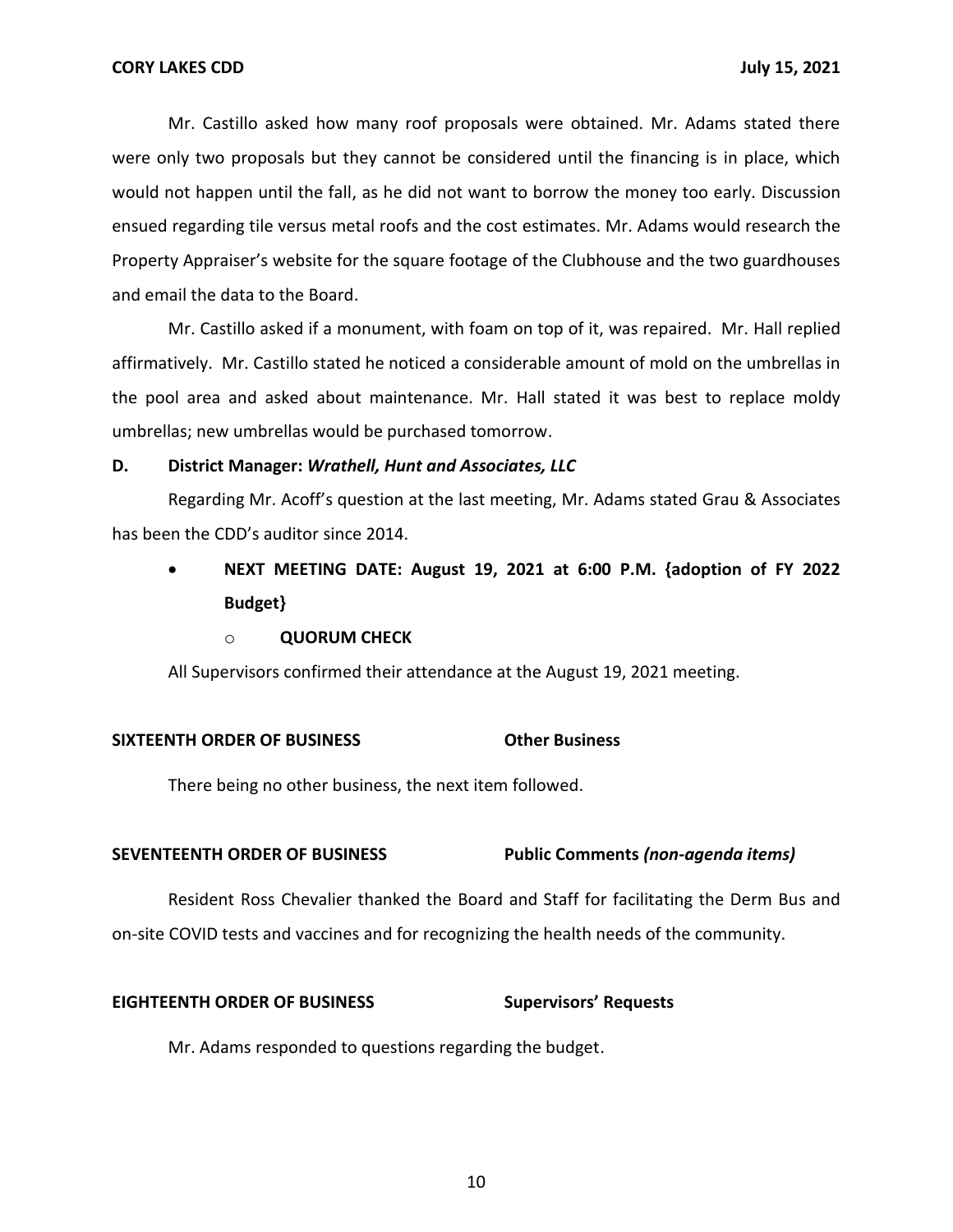Mr. Castillo asked how many roof proposals were obtained. Mr. Adams stated there were only two proposals but they cannot be considered until the financing is in place, which would not happen until the fall, as he did not want to borrow the money too early. Discussion ensued regarding tile versus metal roofs and the cost estimates. Mr. Adams would research the Property Appraiser's website for the square footage of the Clubhouse and the two guardhouses and email the data to the Board.

Mr. Castillo asked if a monument, with foam on top of it, was repaired. Mr. Hall replied affirmatively. Mr. Castillo stated he noticed a considerable amount of mold on the umbrellas in the pool area and asked about maintenance. Mr. Hall stated it was best to replace moldy umbrellas; new umbrellas would be purchased tomorrow.

**D. District Manager: *Wrathell, Hunt and Associates, LLC***

Regarding Mr. Acoff's question at the last meeting, Mr. Adams stated Grau & Associates has been the CDD's auditor since 2014.

- **NEXT MEETING DATE: August 19, 2021 at 6:00 P.M. {adoption of FY 2022 Budget}**
  - **QUORUM CHECK**

All Supervisors confirmed their attendance at the August 19, 2021 meeting.

**SIXTEENTH ORDER OF BUSINESS** **Other Business**

There being no other business, the next item followed.

**SEVENTEENTH ORDER OF BUSINESS** **Public Comments *(non-agenda items)***

Resident Ross Chevalier thanked the Board and Staff for facilitating the Derm Bus and on-site COVID tests and vaccines and for recognizing the health needs of the community.

**EIGHTEENTH ORDER OF BUSINESS** **Supervisors' Requests**

Mr. Adams responded to questions regarding the budget.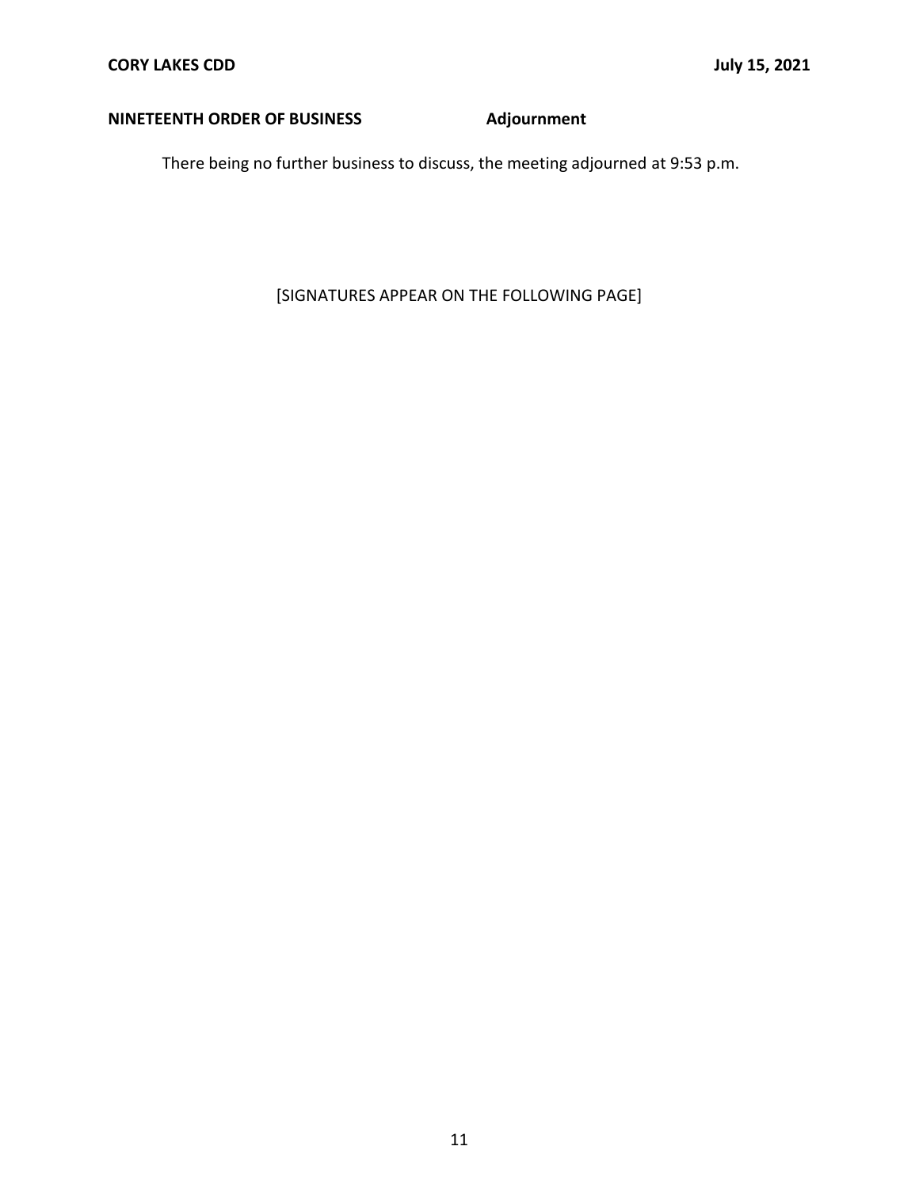**NINETEENTH ORDER OF BUSINESS Adjournment**

There being no further business to discuss, the meeting adjourned at 9:53 p.m.

[SIGNATURES APPEAR ON THE FOLLOWING PAGE]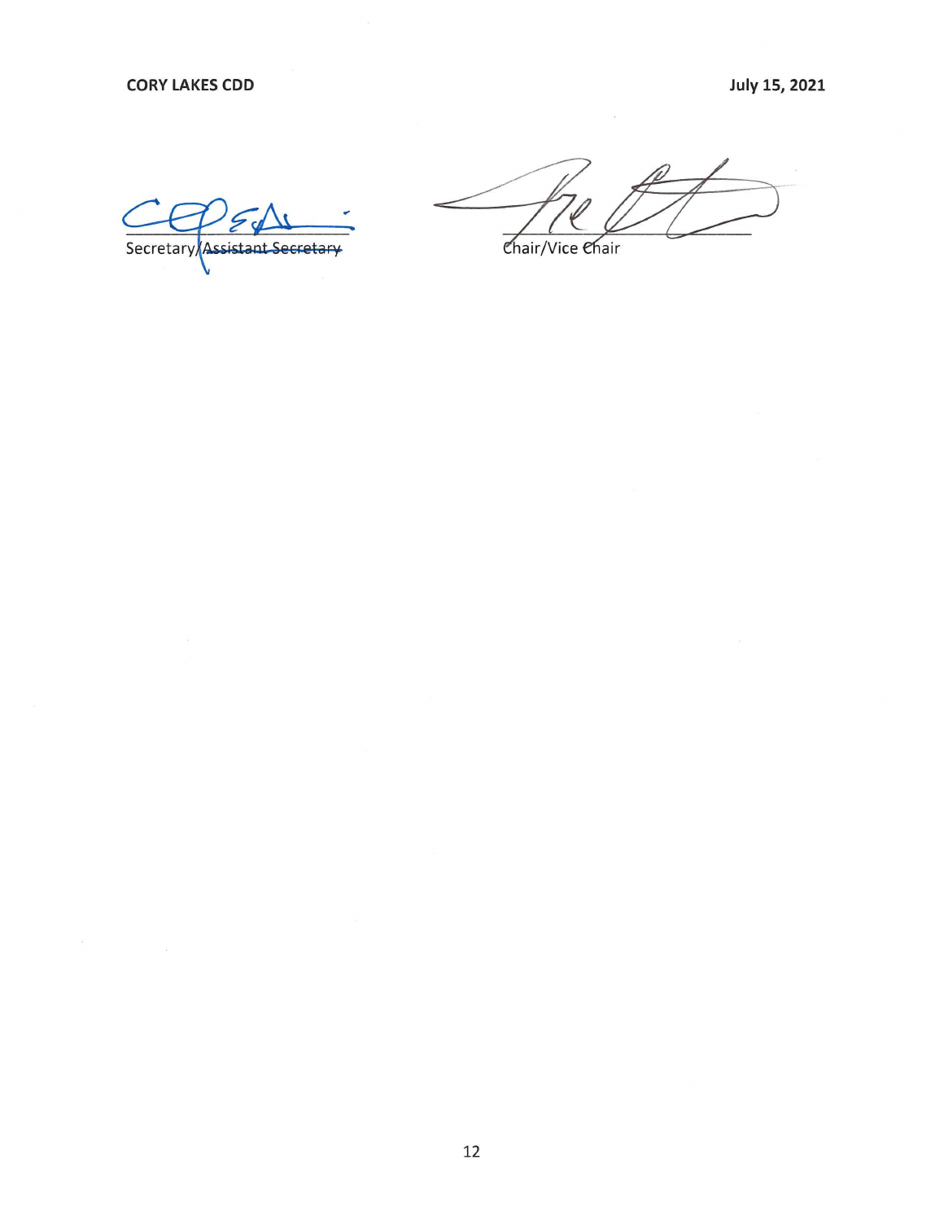**CORY LAKES CDD**

**July 15, 2021**

Secretary/~~Assistant Secretary~~

Chair/Vice Chair